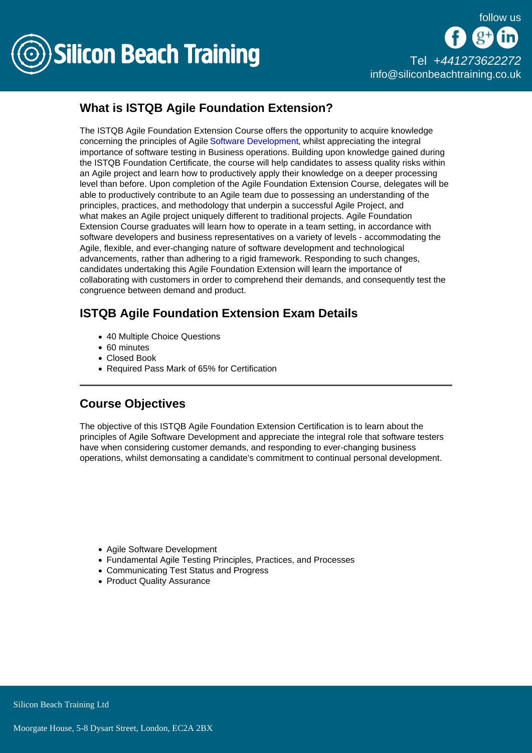## What is ISTQB Agile Foundation Extension?

The ISTQB Agile Foundation Extension Course offers the opportunity to acquire knowledge concerning the principles of Agile Software Development, whilst appreciating the integral importance of software testing in Business operations. Building upon knowledge gained during the ISTQB Foundation Certificate, the course will help candidates to assess quality risks within an Agile project and learn how to productively apply their knowledge on a deeper processing level than before. Upon completion of the Agile Foundation Extension Course, delegates will be able to productively contribute to an Agile team due to possessing an understanding of the principles, practices, and methodology that underpin a successful Agile Project, and what makes an Agile project uniquely different to traditional projects. Agile Foundation Extension Course graduates will learn how to operate in a team setting, in accordance with software developers and business representatives on a variety of levels - accommodating the Agile, flexible, and ever-changing nature of software development and technological advancements, rather than adhering to a rigid framework. Responding to such changes, candidates undertaking this Agile Foundation Extension will learn the importance of collaborating with customers in order to comprehend their demands, and consequently test the congruence between demand and product.

## ISTQB Agile Foundation Extension Exam Details

- 40 Multiple Choice Questions
- 60 minutes
- Closed Book
- Required Pass Mark of 65% for Certification

---

## Course Objectives

The objective of this ISTQB Agile Foundation Extension Certification is to learn about the principles of Agile Software Development and appreciate the integral role that software testers have when considering customer demands, and responding to ever-changing business operations, whilst demonsating a candidate's commitment to continual personal development.

- Agile Software Development
- Fundamental Agile Testing Principles, Practices, and Processes
- Communicating Test Status and Progress
- Product Quality Assurance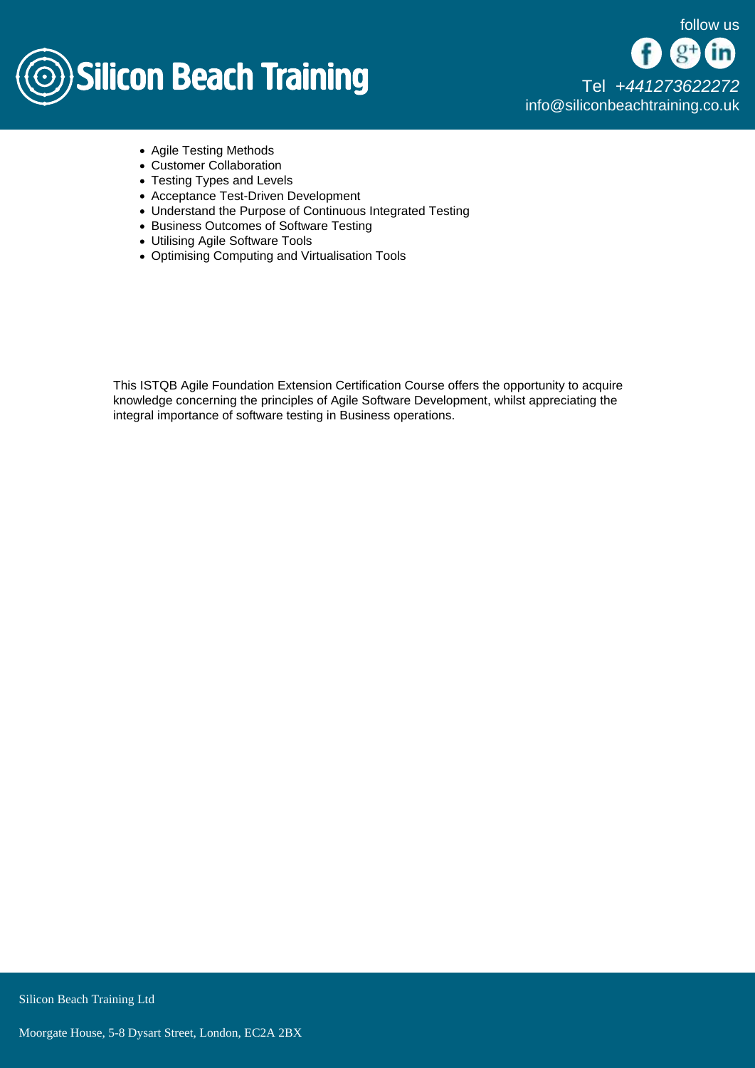- Agile Testing Methods
- Customer Collaboration
- Testing Types and Levels
- Acceptance Test-Driven Development
- Understand the Purpose of Continuous Integrated Testing
- Business Outcomes of Software Testing
- Utilising Agile Software Tools
- Optimising Computing and Virtualisation Tools

This ISTQB Agile Foundation Extension Certification Course offers the opportunity to acquire knowledge concerning the principles of Agile Software Development, whilst appreciating the integral importance of software testing in Business operations.